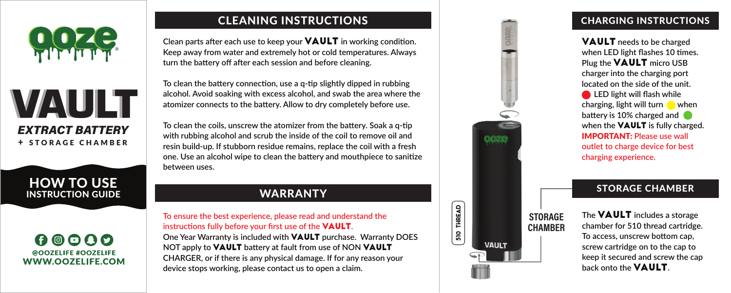# ooze

# VAULT

*EXTRACT BATTERY*

+ STORAGE CHAMBER

## HOW TO USE
### INSTRUCTION GUIDE

@OOZELIFE #OOZELIFE
WWW.OOZELIFE.COM

## CLEANING INSTRUCTIONS

**Clean parts after each use to keep your VAULT in working condition. Keep away from water and extremely hot or cold temperatures. Always turn the battery off after each session and before cleaning.**

**To clean the battery connection, use a q-tip slightly dipped in rubbing alcohol. Avoid soaking with excess alcohol, and swab the area where the atomizer connects to the battery. Allow to dry completely before use.**

**To clean the coils, unscrew the atomizer from the battery. Soak a q-tip with rubbing alcohol and scrub the inside of the coil to remove oil and resin build-up. If stubborn residue remains, replace the coil with a fresh one. Use an alcohol wipe to clean the battery and mouthpiece to sanitize between uses.**

## WARRANTY

**To ensure the best experience, please read and understand the instructions fully before your first use of the VAULT.**

**One Year Warranty is included with VAULT purchase. Warranty DOES NOT apply to VAULT battery at fault from use of NON VAULT CHARGER, or if there is any physical damage. If for any reason your device stops working, please contact us to open a claim.**

510 THREAD

STORAGE CHAMBER

## CHARGING INSTRUCTIONS

**VAULT needs to be charged when LED light flashes 10 times. Plug the VAULT micro USB charger into the charging port located on the side of the unit. LED light will flash while charging, light will turn when battery is 10% charged and when the VAULT is fully charged.**

**IMPORTANT: Please use wall outlet to charge device for best charging experience.**

## STORAGE CHAMBER

**The VAULT includes a storage chamber for 510 thread cartridge. To access, unscrew bottom cap, screw cartridge on to the cap to keep it secured and screw the cap back onto the VAULT.**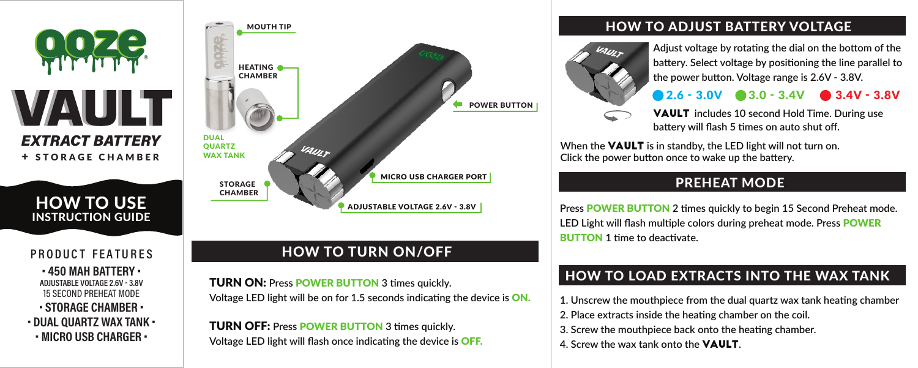# ooze

# VAULT

*EXTRACT BATTERY*

\+ STORAGE CHAMBER

## HOW TO USE
### INSTRUCTION GUIDE

### PRODUCT FEATURES

**· 450 MAH BATTERY ·**
ADJUSTABLE VOLTAGE 2.6V - 3.8V
15 SECOND PREHEAT MODE
**· STORAGE CHAMBER ·**
**· DUAL QUARTZ WAX TANK ·**
**· MICRO USB CHARGER ·**

MOUTH TIP
HEATING CHAMBER
DUAL QUARTZ WAX TANK
STORAGE CHAMBER
POWER BUTTON
MICRO USB CHARGER PORT
ADJUSTABLE VOLTAGE 2.6V - 3.8V

## HOW TO TURN ON/OFF

**TURN ON:** Press **POWER BUTTON** 3 times quickly.
Voltage LED light will be on for 1.5 seconds indicating the device is **ON.**

**TURN OFF:** Press **POWER BUTTON** 3 times quickly.
Voltage LED light will flash once indicating the device is **OFF.**

## HOW TO ADJUST BATTERY VOLTAGE

Adjust voltage by rotating the dial on the bottom of the battery. Select voltage by positioning the line parallel to the power button. Voltage range is 2.6V - 3.8V.

2.6 - 3.0V 3.0 - 3.4V 3.4V - 3.8V

**VAULT** includes 10 second Hold Time. During use battery will flash 5 times on auto shut off.

When the **VAULT** is in standby, the LED light will not turn on.
Click the power button once to wake up the battery.

## PREHEAT MODE

Press **POWER BUTTON** 2 times quickly to begin 15 Second Preheat mode. LED Light will flash multiple colors during preheat mode. Press **POWER BUTTON** 1 time to deactivate.

## HOW TO LOAD EXTRACTS INTO THE WAX TANK

1. Unscrew the mouthpiece from the dual quartz wax tank heating chamber
2. Place extracts inside the heating chamber on the coil.
3. Screw the mouthpiece back onto the heating chamber.
4. Screw the wax tank onto the **VAULT**.